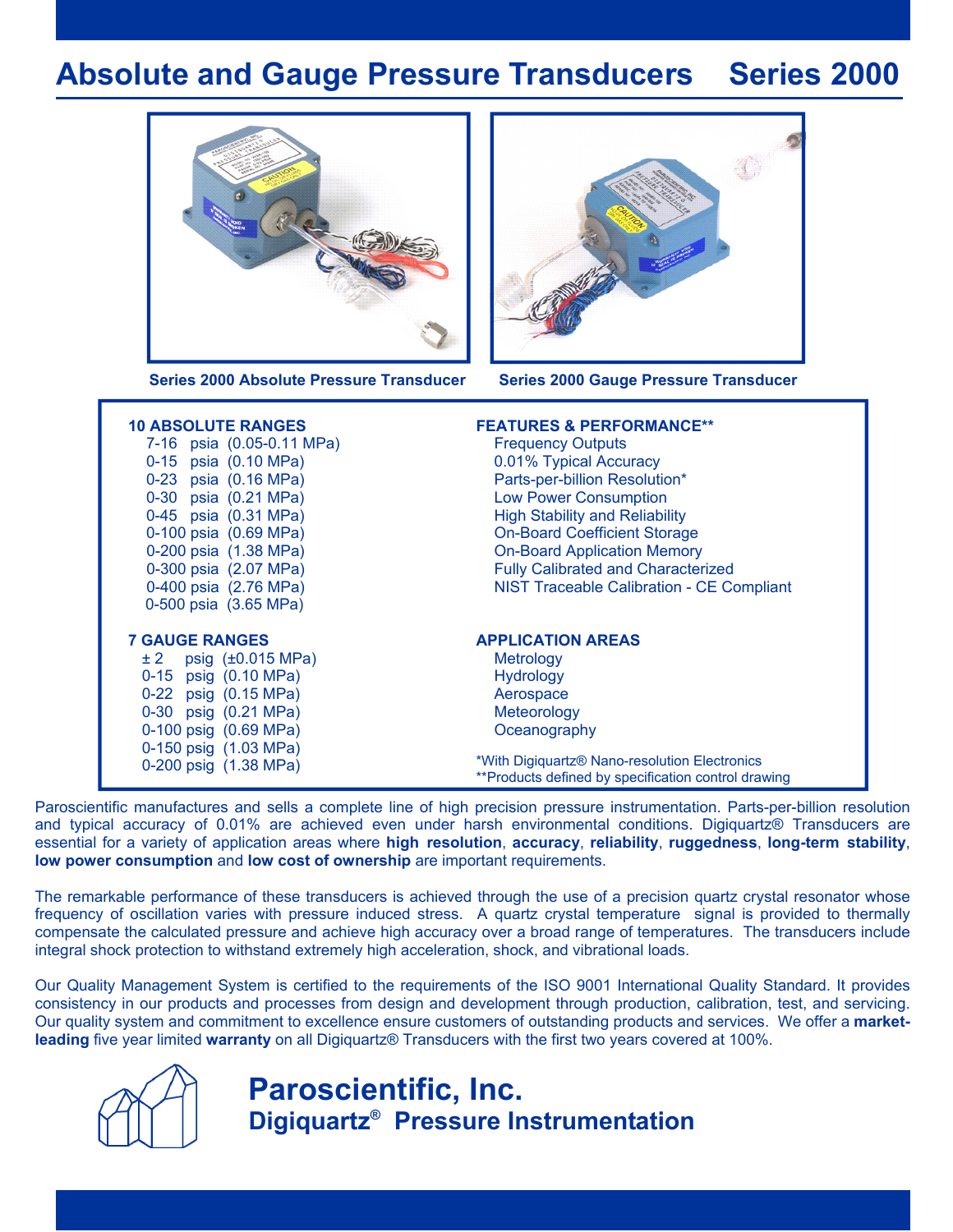# Absolute and Gauge Pressure Transducers Series 2000

Series 2000 Absolute Pressure Transducer

Series 2000 Gauge Pressure Transducer

**10 ABSOLUTE RANGES**

- 7-16 psia (0.05-0.11 MPa)
- 0-15 psia (0.10 MPa)
- 0-23 psia (0.16 MPa)
- 0-30 psia (0.21 MPa)
- 0-45 psia (0.31 MPa)
- 0-100 psia (0.69 MPa)
- 0-200 psia (1.38 MPa)
- 0-300 psia (2.07 MPa)
- 0-400 psia (2.76 MPa)
- 0-500 psia (3.65 MPa)

**7 GAUGE RANGES**

- ± 2 psig (±0.015 MPa)
- 0-15 psig (0.10 MPa)
- 0-22 psig (0.15 MPa)
- 0-30 psig (0.21 MPa)
- 0-100 psig (0.69 MPa)
- 0-150 psig (1.03 MPa)
- 0-200 psig (1.38 MPa)

**FEATURES & PERFORMANCE****

- Frequency Outputs
- 0.01% Typical Accuracy
- Parts-per-billion Resolution*
- Low Power Consumption
- High Stability and Reliability
- On-Board Coefficient Storage
- On-Board Application Memory
- Fully Calibrated and Characterized
- NIST Traceable Calibration - CE Compliant

**APPLICATION AREAS**

- Metrology
- Hydrology
- Aerospace
- Meteorology
- Oceanography

*With Digiquartz® Nano-resolution Electronics
**Products defined by specification control drawing

Paroscientific manufactures and sells a complete line of high precision pressure instrumentation. Parts-per-billion resolution and typical accuracy of 0.01% are achieved even under harsh environmental conditions. Digiquartz® Transducers are essential for a variety of application areas where **high resolution**, **accuracy**, **reliability**, **ruggedness**, **long-term stability**, **low power consumption** and **low cost of ownership** are important requirements.

The remarkable performance of these transducers is achieved through the use of a precision quartz crystal resonator whose frequency of oscillation varies with pressure induced stress. A quartz crystal temperature signal is provided to thermally compensate the calculated pressure and achieve high accuracy over a broad range of temperatures. The transducers include integral shock protection to withstand extremely high acceleration, shock, and vibrational loads.

Our Quality Management System is certified to the requirements of the ISO 9001 International Quality Standard. It provides consistency in our products and processes from design and development through production, calibration, test, and servicing. Our quality system and commitment to excellence ensure customers of outstanding products and services. We offer a **market-leading** five year limited **warranty** on all Digiquartz® Transducers with the first two years covered at 100%.

## Paroscientific, Inc.

### Digiquartz® Pressure Instrumentation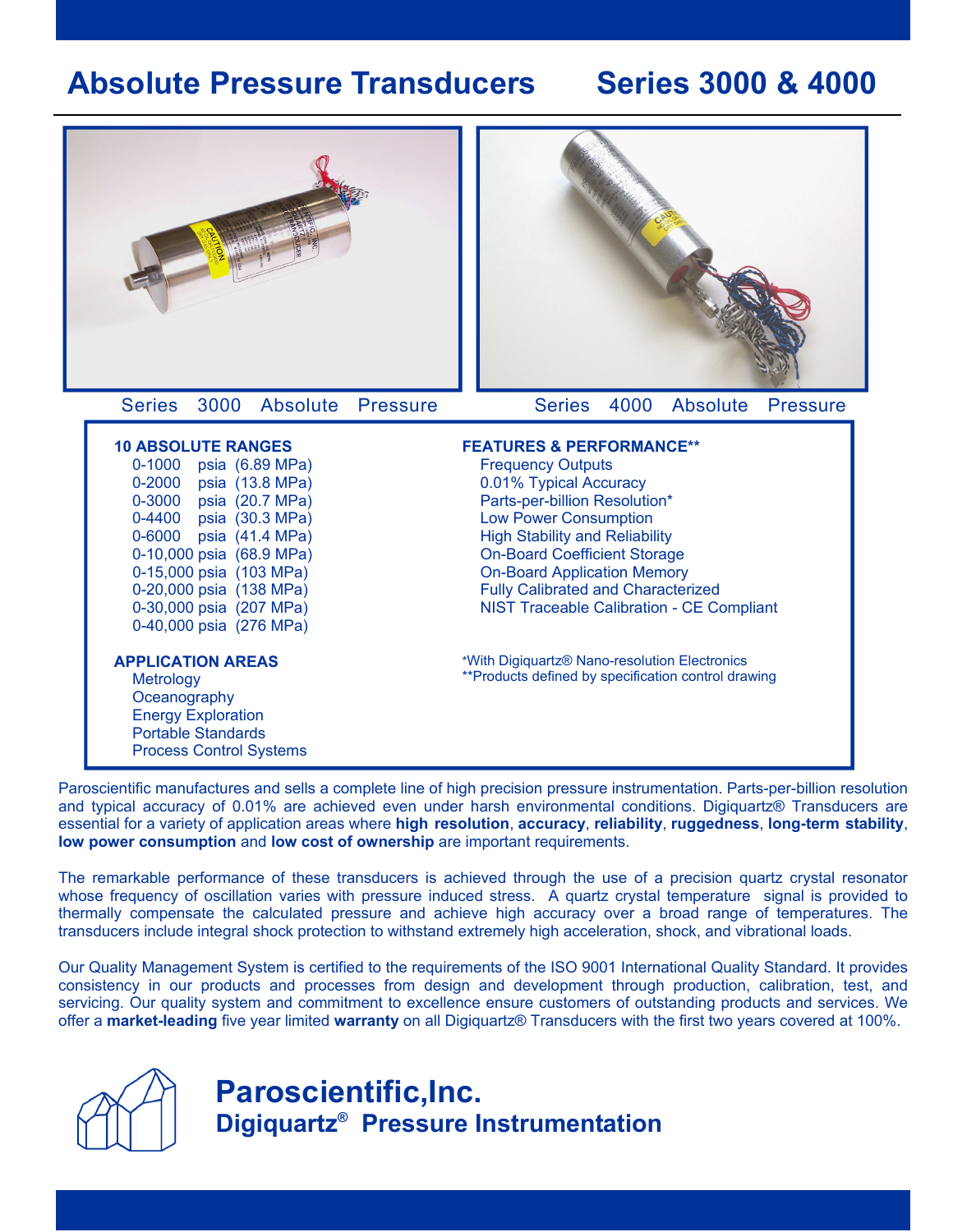# Absolute Pressure Transducers — Series 3000 & 4000

Series 3000 Absolute Pressure

Series 4000 Absolute Pressure

**10 ABSOLUTE RANGES**

- 0-1000 psia (6.89 MPa)
- 0-2000 psia (13.8 MPa)
- 0-3000 psia (20.7 MPa)
- 0-4400 psia (30.3 MPa)
- 0-6000 psia (41.4 MPa)
- 0-10,000 psia (68.9 MPa)
- 0-15,000 psia (103 MPa)
- 0-20,000 psia (138 MPa)
- 0-30,000 psia (207 MPa)
- 0-40,000 psia (276 MPa)

**APPLICATION AREAS**

- Metrology
- Oceanography
- Energy Exploration
- Portable Standards
- Process Control Systems

**FEATURES & PERFORMANCE****

- Frequency Outputs
- 0.01% Typical Accuracy
- Parts-per-billion Resolution*
- Low Power Consumption
- High Stability and Reliability
- On-Board Coefficient Storage
- On-Board Application Memory
- Fully Calibrated and Characterized
- NIST Traceable Calibration - CE Compliant

*With Digiquartz® Nano-resolution Electronics

**Products defined by specification control drawing

Paroscientific manufactures and sells a complete line of high precision pressure instrumentation. Parts-per-billion resolution and typical accuracy of 0.01% are achieved even under harsh environmental conditions. Digiquartz® Transducers are essential for a variety of application areas where **high resolution**, **accuracy**, **reliability**, **ruggedness**, **long-term stability**, **low power consumption** and **low cost of ownership** are important requirements.

The remarkable performance of these transducers is achieved through the use of a precision quartz crystal resonator whose frequency of oscillation varies with pressure induced stress. A quartz crystal temperature signal is provided to thermally compensate the calculated pressure and achieve high accuracy over a broad range of temperatures. The transducers include integral shock protection to withstand extremely high acceleration, shock, and vibrational loads.

Our Quality Management System is certified to the requirements of the ISO 9001 International Quality Standard. It provides consistency in our products and processes from design and development through production, calibration, test, and servicing. Our quality system and commitment to excellence ensure customers of outstanding products and services. We offer a **market-leading** five year limited **warranty** on all Digiquartz® Transducers with the first two years covered at 100%.

## Paroscientific,Inc.

### Digiquartz® Pressure Instrumentation